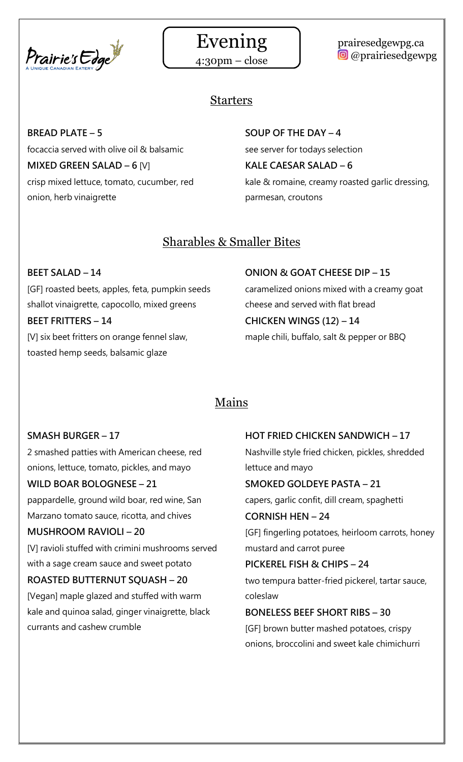Prairie's Edge
A Unique Canadian Eatery

# Evening

4:30pm – close

prairesedgewpg.ca
@prairiesedgewpg

## Starters

**BREAD PLATE – 5**
focaccia served with olive oil & balsamic

**MIXED GREEN SALAD – 6** [V]
crisp mixed lettuce, tomato, cucumber, red onion, herb vinaigrette

**SOUP OF THE DAY – 4**
see server for todays selection

**KALE CAESAR SALAD – 6**
kale & romaine, creamy roasted garlic dressing, parmesan, croutons

## Sharables & Smaller Bites

**BEET SALAD – 14**
[GF] roasted beets, apples, feta, pumpkin seeds shallot vinaigrette, capocollo, mixed greens

**BEET FRITTERS – 14**
[V] six beet fritters on orange fennel slaw, toasted hemp seeds, balsamic glaze

**ONION & GOAT CHEESE DIP – 15**
caramelized onions mixed with a creamy goat cheese and served with flat bread

**CHICKEN WINGS (12) – 14**
maple chili, buffalo, salt & pepper or BBQ

## Mains

**SMASH BURGER – 17**
2 smashed patties with American cheese, red onions, lettuce, tomato, pickles, and mayo

**WILD BOAR BOLOGNESE – 21**
pappardelle, ground wild boar, red wine, San Marzano tomato sauce, ricotta, and chives

**MUSHROOM RAVIOLI – 20**
[V] ravioli stuffed with crimini mushrooms served with a sage cream sauce and sweet potato

**ROASTED BUTTERNUT SQUASH – 20**
[Vegan] maple glazed and stuffed with warm kale and quinoa salad, ginger vinaigrette, black currants and cashew crumble

**HOT FRIED CHICKEN SANDWICH – 17**
Nashville style fried chicken, pickles, shredded lettuce and mayo

**SMOKED GOLDEYE PASTA – 21**
capers, garlic confit, dill cream, spaghetti

**CORNISH HEN – 24**
[GF] fingerling potatoes, heirloom carrots, honey mustard and carrot puree

**PICKEREL FISH & CHIPS – 24**
two tempura batter-fried pickerel, tartar sauce, coleslaw

**BONELESS BEEF SHORT RIBS – 30**
[GF] brown butter mashed potatoes, crispy onions, broccolini and sweet kale chimichurri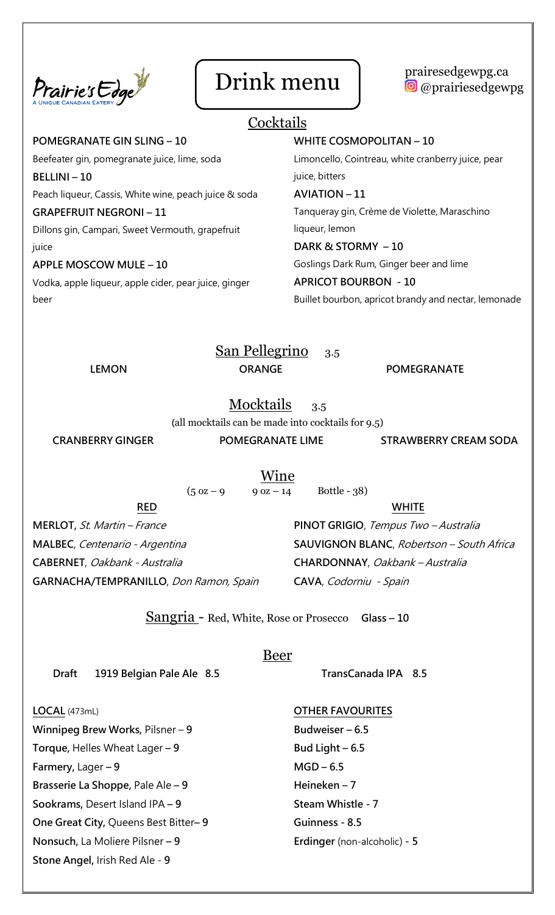Prairie's Edge
A UNIQUE CANADIAN EATERY

# Drink menu

prairesedgewpg.ca
@prairiesedgewpg

## Cocktails

**POMEGRANATE GIN SLING – 10**
Beefeater gin, pomegranate juice, lime, soda

**BELLINI – 10**
Peach liqueur, Cassis, White wine, peach juice & soda

**GRAPEFRUIT NEGRONI – 11**
Dillons gin, Campari, Sweet Vermouth, grapefruit juice

**APPLE MOSCOW MULE – 10**
Vodka, apple liqueur, apple cider, pear juice, ginger beer

**WHITE COSMOPOLITAN – 10**
Limoncello, Cointreau, white cranberry juice, pear juice, bitters

**AVIATION – 11**
Tanqueray gin, Crème de Violette, Maraschino liqueur, lemon

**DARK & STORMY – 10**
Goslings Dark Rum, Ginger beer and lime

**APRICOT BOURBON - 10**
Buillet bourbon, apricot brandy and nectar, lemonade

## San Pellegrino 3.5

**LEMON** **ORANGE** **POMEGRANATE**

## Mocktails 3.5

(all mocktails can be made into cocktails for 9.5)

**CRANBERRY GINGER** **POMEGRANATE LIME** **STRAWBERRY CREAM SODA**

## Wine

(5 oz – 9 9 oz – 14 Bottle - 38)

**RED**

**MERLOT**, *St. Martin – France*
**MALBEC**, *Centenario - Argentina*
**CABERNET**, *Oakbank - Australia*
**GARNACHA/TEMPRANILLO**, *Don Ramon, Spain*

**WHITE**

**PINOT GRIGIO**, *Tempus Two – Australia*
**SAUVIGNON BLANC**, *Robertson – South Africa*
**CHARDONNAY**, *Oakbank – Australia*
**CAVA**, *Codorniu - Spain*

## Sangria - Red, White, Rose or Prosecco **Glass – 10**

## Beer

**Draft** **1919 Belgian Pale Ale 8.5** **TransCanada IPA 8.5**

**LOCAL** (473mL)

**Winnipeg Brew Works,** Pilsner – **9**
**Torque,** Helles Wheat Lager – **9**
**Farmery,** Lager – **9**
**Brasserie La Shoppe,** Pale Ale – **9**
**Sookrams,** Desert Island IPA – **9**
**One Great City,** Queens Best Bitter– **9**
**Nonsuch,** La Moliere Pilsner – **9**
**Stone Angel,** Irish Red Ale - **9**

**OTHER FAVOURITES**

**Budweiser – 6.5**
**Bud Light – 6.5**
**MGD – 6.5**
**Heineken – 7**
**Steam Whistle - 7**
**Guinness - 8.5**
**Erdinger** (non-alcoholic) **- 5**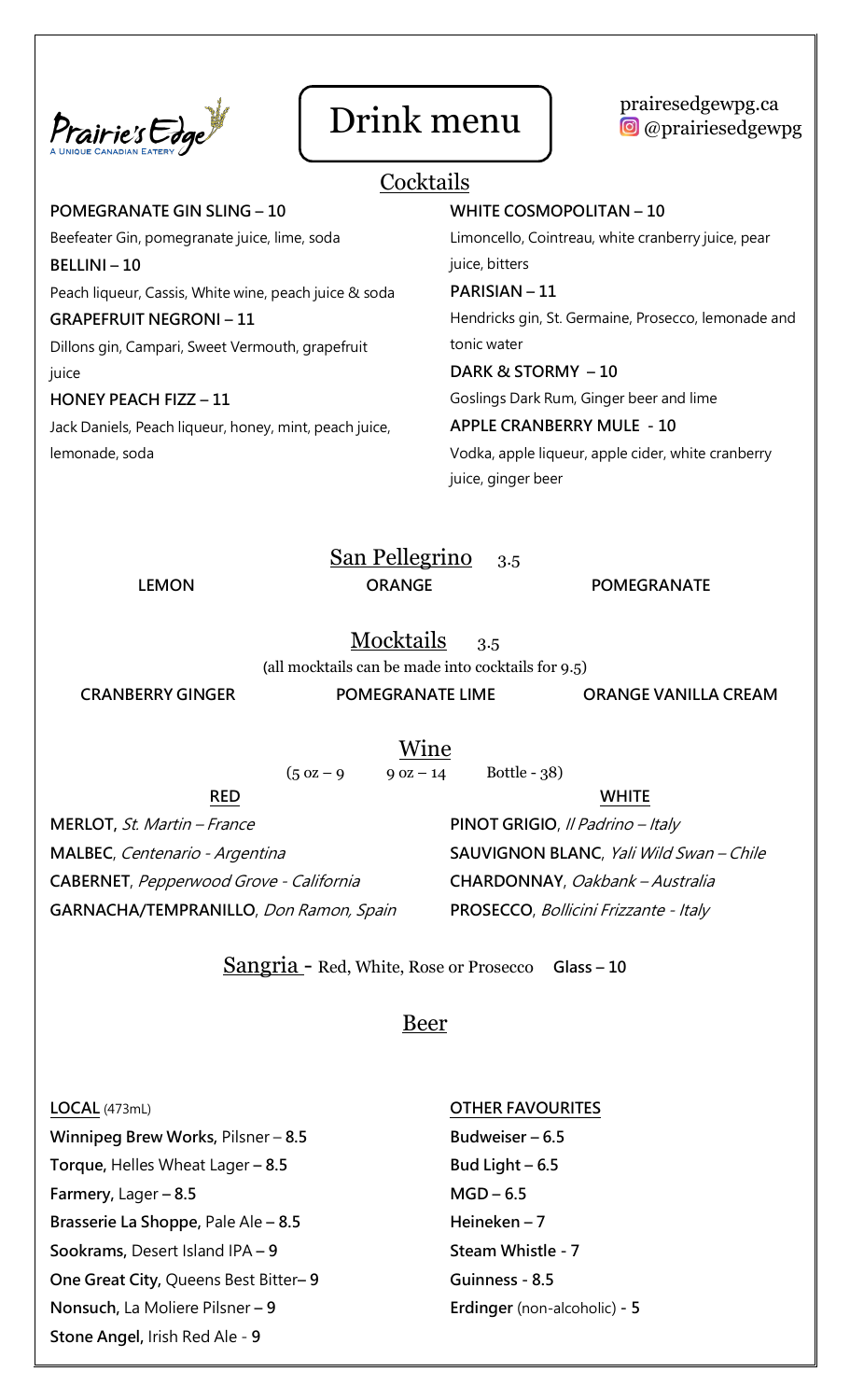Prairie's Edge
A UNIQUE CANADIAN EATERY

# Drink menu

prairiesedgewpg.ca
@prairiesedgewpg

## Cocktails

**POMEGRANATE GIN SLING – 10**
Beefeater Gin, pomegranate juice, lime, soda

**BELLINI – 10**
Peach liqueur, Cassis, White wine, peach juice & soda

**GRAPEFRUIT NEGRONI – 11**
Dillons gin, Campari, Sweet Vermouth, grapefruit juice

**HONEY PEACH FIZZ – 11**
Jack Daniels, Peach liqueur, honey, mint, peach juice, lemonade, soda

**WHITE COSMOPOLITAN – 10**
Limoncello, Cointreau, white cranberry juice, pear juice, bitters

**PARISIAN – 11**
Hendricks gin, St. Germaine, Prosecco, lemonade and tonic water

**DARK & STORMY – 10**
Goslings Dark Rum, Ginger beer and lime

**APPLE CRANBERRY MULE - 10**
Vodka, apple liqueur, apple cider, white cranberry juice, ginger beer

## San Pellegrino 3.5

**LEMON** **ORANGE** **POMEGRANATE**

## Mocktails 3.5

(all mocktails can be made into cocktails for 9.5)

**CRANBERRY GINGER** **POMEGRANATE LIME** **ORANGE VANILLA CREAM**

## Wine

(5 oz – 9 9 oz – 14 Bottle - 38)

**RED**

**MERLOT**, *St. Martin – France*
**MALBEC**, *Centenario - Argentina*
**CABERNET**, *Pepperwood Grove - California*
**GARNACHA/TEMPRANILLO**, *Don Ramon, Spain*

**WHITE**

**PINOT GRIGIO**, *Il Padrino – Italy*
**SAUVIGNON BLANC**, *Yali Wild Swan – Chile*
**CHARDONNAY**, *Oakbank – Australia*
**PROSECCO**, *Bollicini Frizzante - Italy*

## Sangria - Red, White, Rose or Prosecco **Glass – 10**

## Beer

**LOCAL** (473mL)

**Winnipeg Brew Works,** Pilsner – **8.5**
**Torque,** Helles Wheat Lager – **8.5**
**Farmery,** Lager – **8.5**
**Brasserie La Shoppe,** Pale Ale – **8.5**
**Sookrams,** Desert Island IPA – **9**
**One Great City,** Queens Best Bitter– **9**
**Nonsuch,** La Moliere Pilsner – **9**
**Stone Angel,** Irish Red Ale - **9**

**OTHER FAVOURITES**

**Budweiser – 6.5**
**Bud Light – 6.5**
**MGD – 6.5**
**Heineken – 7**
**Steam Whistle - 7**
**Guinness - 8.5**
**Erdinger** (non-alcoholic) **- 5**